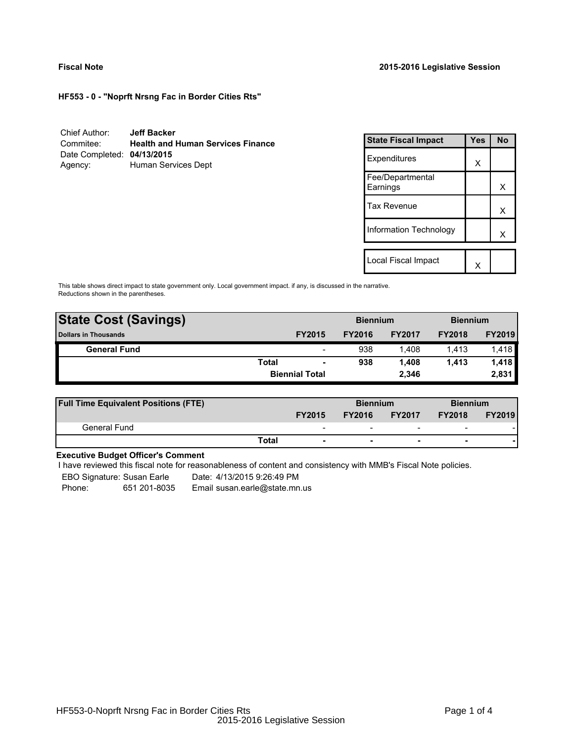**Fiscal Note** **2015-2016 Legislative Session**

**HF553 - 0 - "Noprft Nrsng Fac in Border Cities Rts"**

| | |
|---|---|
| Chief Author: | **Jeff Backer** |
| Commitee: | **Health and Human Services Finance** |
| Date Completed: | **04/13/2015** |
| Agency: | Human Services Dept |

| State Fiscal Impact | Yes | No |
|---|---|---|
| Expenditures | X | |
| Fee/Departmental Earnings | | X |
| Tax Revenue | | X |
| Information Technology | | X |
| | | |
| Local Fiscal Impact | X | |

This table shows direct impact to state government only. Local government impact. if any, is discussed in the narrative. Reductions shown in the parentheses.

| **State Cost (Savings)** | | | **Biennium** | | **Biennium** | |
|---|---|---|---|---|---|---|
| **Dollars in Thousands** | | **FY2015** | **FY2016** | **FY2017** | **FY2018** | **FY2019** |
| **General Fund** | | - | 938 | 1,408 | 1,413 | 1,418 |
| | **Total** | **-** | **938** | **1,408** | **1,413** | **1,418** |
| | | **Biennial Total** | | **2,346** | | **2,831** |

| **Full Time Equivalent Positions (FTE)** | | | **Biennium** | | **Biennium** | |
|---|---|---|---|---|---|---|
| | | **FY2015** | **FY2016** | **FY2017** | **FY2018** | **FY2019** |
| General Fund | | - | - | - | - | - |
| | **Total** | **-** | **-** | **-** | **-** | **-** |

**Executive Budget Officer's Comment**

I have reviewed this fiscal note for reasonableness of content and consistency with MMB's Fiscal Note policies.

EBO Signature: Susan Earle    Date: 4/13/2015 9:26:49 PM

Phone: 651 201-8035    Email susan.earle@state.mn.us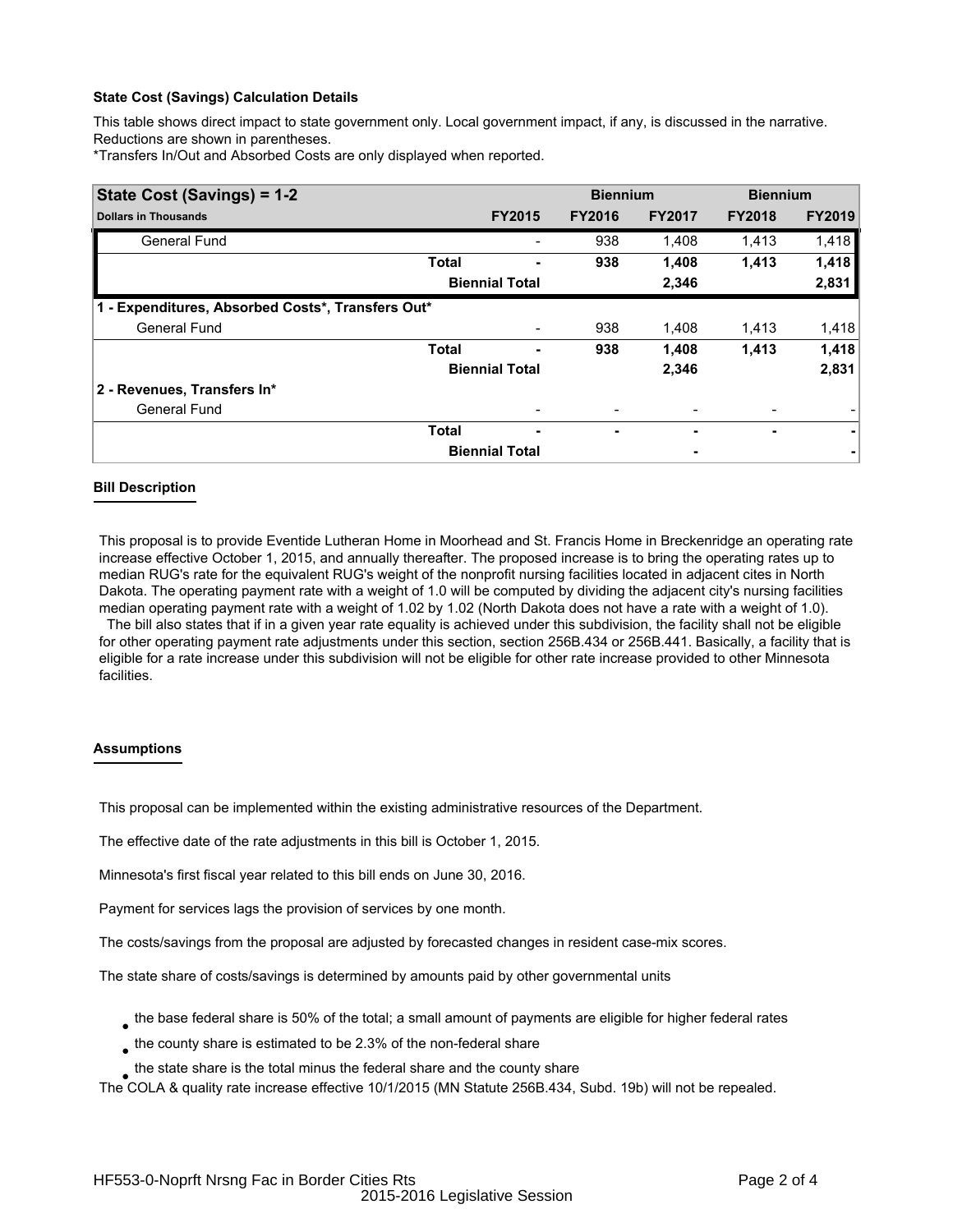**State Cost (Savings) Calculation Details**

This table shows direct impact to state government only. Local government impact, if any, is discussed in the narrative. Reductions are shown in parentheses.

*Transfers In/Out and Absorbed Costs are only displayed when reported.

| State Cost (Savings) = 1-2 | | | Biennium | | Biennium | |
|---|---|---|---|---|---|---|
| Dollars in Thousands | | FY2015 | FY2016 | FY2017 | FY2018 | FY2019 |
| General Fund | | - | 938 | 1,408 | 1,413 | 1,418 |
| | **Total** | **-** | **938** | **1,408** | **1,413** | **1,418** |
| | **Biennial Total** | | | **2,346** | | **2,831** |
| **1 - Expenditures, Absorbed Costs*, Transfers Out*** | | | | | | |
| General Fund | | - | 938 | 1,408 | 1,413 | 1,418 |
| | **Total** | **-** | **938** | **1,408** | **1,413** | **1,418** |
| | **Biennial Total** | | | **2,346** | | **2,831** |
| **2 - Revenues, Transfers In*** | | | | | | |
| General Fund | | - | - | - | - | - |
| | **Total** | **-** | **-** | **-** | **-** | **-** |
| | **Biennial Total** | | | **-** | | **-** |

**Bill Description**

This proposal is to provide Eventide Lutheran Home in Moorhead and St. Francis Home in Breckenridge an operating rate increase effective October 1, 2015, and annually thereafter. The proposed increase is to bring the operating rates up to median RUG's rate for the equivalent RUG's weight of the nonprofit nursing facilities located in adjacent cites in North Dakota. The operating payment rate with a weight of 1.0 will be computed by dividing the adjacent city's nursing facilities median operating payment rate with a weight of 1.02 by 1.02 (North Dakota does not have a rate with a weight of 1.0).

The bill also states that if in a given year rate equality is achieved under this subdivision, the facility shall not be eligible for other operating payment rate adjustments under this section, section 256B.434 or 256B.441. Basically, a facility that is eligible for a rate increase under this subdivision will not be eligible for other rate increase provided to other Minnesota facilities.

**Assumptions**

This proposal can be implemented within the existing administrative resources of the Department.

The effective date of the rate adjustments in this bill is October 1, 2015.

Minnesota's first fiscal year related to this bill ends on June 30, 2016.

Payment for services lags the provision of services by one month.

The costs/savings from the proposal are adjusted by forecasted changes in resident case-mix scores.

The state share of costs/savings is determined by amounts paid by other governmental units

- the base federal share is 50% of the total; a small amount of payments are eligible for higher federal rates
- the county share is estimated to be 2.3% of the non-federal share
- the state share is the total minus the federal share and the county share

The COLA & quality rate increase effective 10/1/2015 (MN Statute 256B.434, Subd. 19b) will not be repealed.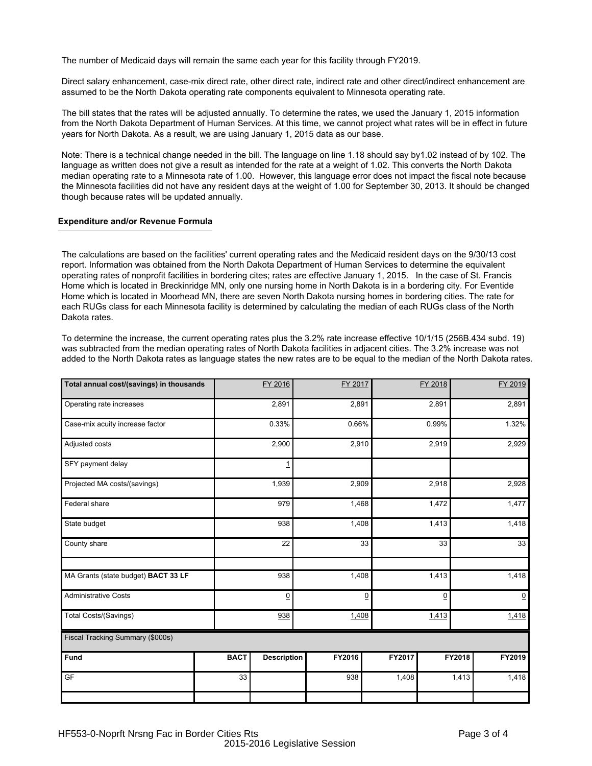The number of Medicaid days will remain the same each year for this facility through FY2019.

Direct salary enhancement, case-mix direct rate, other direct rate, indirect rate and other direct/indirect enhancement are assumed to be the North Dakota operating rate components equivalent to Minnesota operating rate.

The bill states that the rates will be adjusted annually. To determine the rates, we used the January 1, 2015 information from the North Dakota Department of Human Services. At this time, we cannot project what rates will be in effect in future years for North Dakota. As a result, we are using January 1, 2015 data as our base.

Note: There is a technical change needed in the bill. The language on line 1.18 should say by1.02 instead of by 102. The language as written does not give a result as intended for the rate at a weight of 1.02. This converts the North Dakota median operating rate to a Minnesota rate of 1.00. However, this language error does not impact the fiscal note because the Minnesota facilities did not have any resident days at the weight of 1.00 for September 30, 2013. It should be changed though because rates will be updated annually.

## Expenditure and/or Revenue Formula

The calculations are based on the facilities' current operating rates and the Medicaid resident days on the 9/30/13 cost report. Information was obtained from the North Dakota Department of Human Services to determine the equivalent operating rates of nonprofit facilities in bordering cites; rates are effective January 1, 2015. In the case of St. Francis Home which is located in Breckinridge MN, only one nursing home in North Dakota is in a bordering city. For Eventide Home which is located in Moorhead MN, there are seven North Dakota nursing homes in bordering cities. The rate for each RUGs class for each Minnesota facility is determined by calculating the median of each RUGs class of the North Dakota rates.

To determine the increase, the current operating rates plus the 3.2% rate increase effective 10/1/15 (256B.434 subd. 19) was subtracted from the median operating rates of North Dakota facilities in adjacent cities. The 3.2% increase was not added to the North Dakota rates as language states the new rates are to be equal to the median of the North Dakota rates.

| Total annual cost/(savings) in thousands | FY 2016 | FY 2017 | FY 2018 | FY 2019 |
|---|---|---|---|---|
| Operating rate increases | 2,891 | 2,891 | 2,891 | 2,891 |
| Case-mix acuity increase factor | 0.33% | 0.66% | 0.99% | 1.32% |
| Adjusted costs | 2,900 | 2,910 | 2,919 | 2,929 |
| SFY payment delay | 1 | | | |
| Projected MA costs/(savings) | 1,939 | 2,909 | 2,918 | 2,928 |
| Federal share | 979 | 1,468 | 1,472 | 1,477 |
| State budget | 938 | 1,408 | 1,413 | 1,418 |
| County share | 22 | 33 | 33 | 33 |
| | | | | |
| MA Grants (state budget) **BACT 33 LF** | 938 | 1,408 | 1,413 | 1,418 |
| Administrative Costs | 0 | 0 | 0 | 0 |
| Total Costs/(Savings) | 938 | 1,408 | 1,413 | 1,418 |

Fiscal Tracking Summary ($000s)

| Fund | BACT | Description | FY2016 | FY2017 | FY2018 | FY2019 |
|---|---|---|---|---|---|---|
| GF | 33 | | 938 | 1,408 | 1,413 | 1,418 |
| | | | | | | |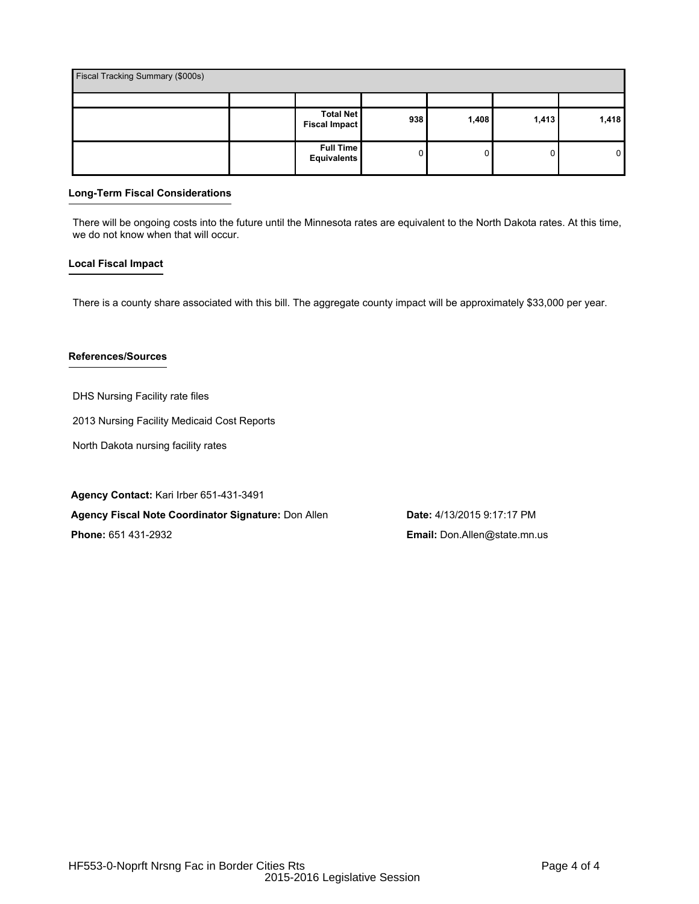| Fiscal Tracking Summary ($000s) | | | | | | |
|---|---|---|---|---|---|---|
| | | | | | | |
| | | **Total Net Fiscal Impact** | **938** | **1,408** | **1,413** | **1,418** |
| | | **Full Time Equivalents** | 0 | 0 | 0 | 0 |

**Long-Term Fiscal Considerations**

There will be ongoing costs into the future until the Minnesota rates are equivalent to the North Dakota rates. At this time, we do not know when that will occur.

**Local Fiscal Impact**

There is a county share associated with this bill. The aggregate county impact will be approximately $33,000 per year.

**References/Sources**

DHS Nursing Facility rate files

2013 Nursing Facility Medicaid Cost Reports

North Dakota nursing facility rates

**Agency Contact:** Kari Irber 651-431-3491

**Agency Fiscal Note Coordinator Signature:** Don Allen

**Date:** 4/13/2015 9:17:17 PM

**Phone:** 651 431-2932

**Email:** Don.Allen@state.mn.us

HF553-0-Noprft Nrsng Fac in Border Cities Rts

2015-2016 Legislative Session